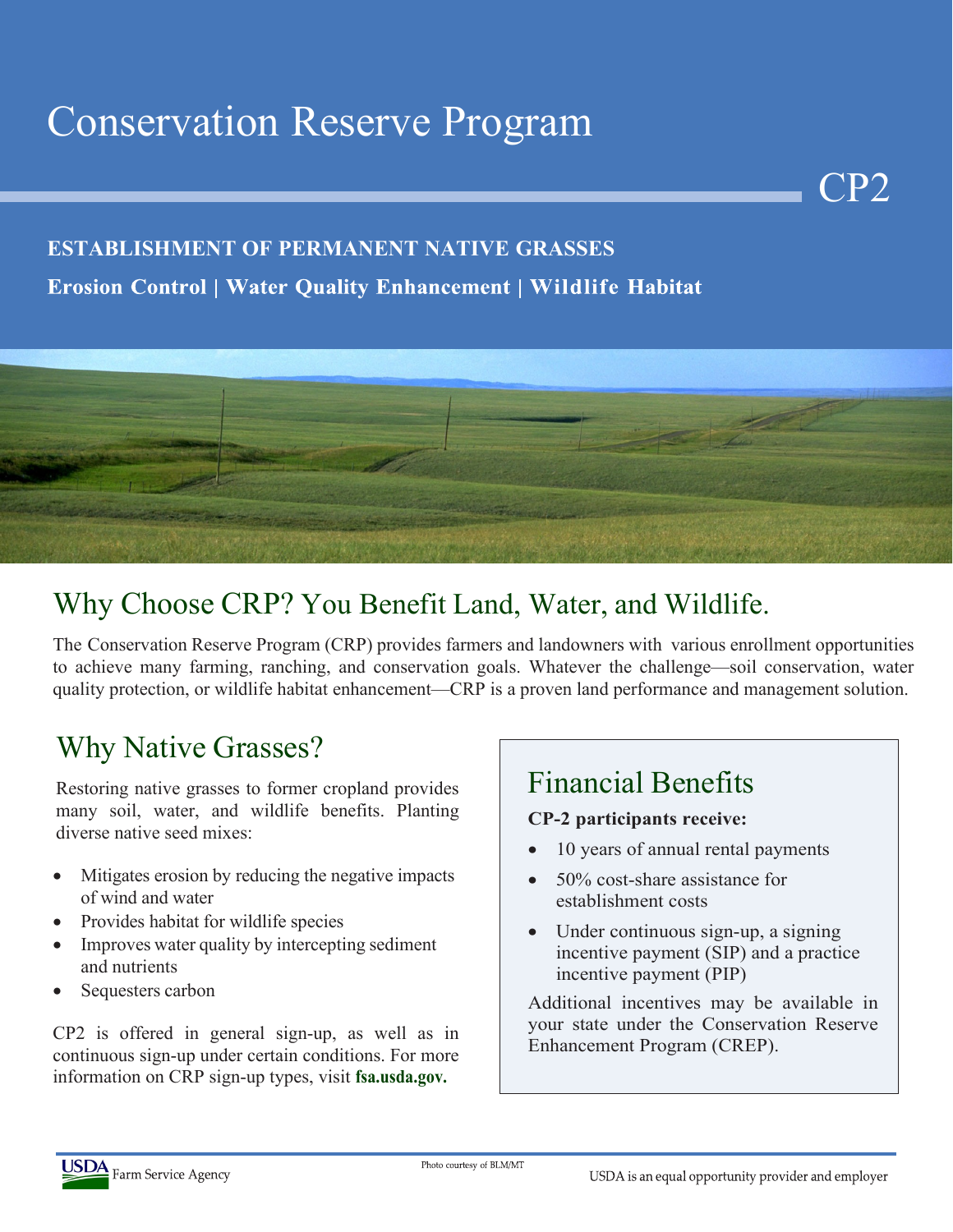# Conservation Reserve Program

CP2

**ESTABLISHMENT OF PERMANENT NATIVE GRASSES**

**Erosion Control | Water Quality Enhancement | Wildlife Habitat**

## Why Choose CRP? You Benefit Land, Water, and Wildlife.

The Conservation Reserve Program (CRP) provides farmers and landowners with various enrollment opportunities to achieve many farming, ranching, and conservation goals. Whatever the challenge—soil conservation, water quality protection, or wildlife habitat enhancement—CRP is a proven land performance and management solution.

## Why Native Grasses?

Restoring native grasses to former cropland provides many soil, water, and wildlife benefits. Planting diverse native seed mixes:

- Mitigates erosion by reducing the negative impacts of wind and water
- Provides habitat for wildlife species
- Improves water quality by intercepting sediment and nutrients
- Sequesters carbon

CP2 is offered in general sign-up, as well as in continuous sign-up under certain conditions. For more information on CRP sign-up types, visit **fsa.usda.gov.**

## Financial Benefits

**CP-2 participants receive:**

- 10 years of annual rental payments
- 50% cost-share assistance for establishment costs
- Under continuous sign-up, a signing incentive payment (SIP) and a practice incentive payment (PIP)

Additional incentives may be available in your state under the Conservation Reserve Enhancement Program (CREP).

Photo courtesy of BLM/MT

USDA Farm Service Agency

USDA is an equal opportunity provider and employer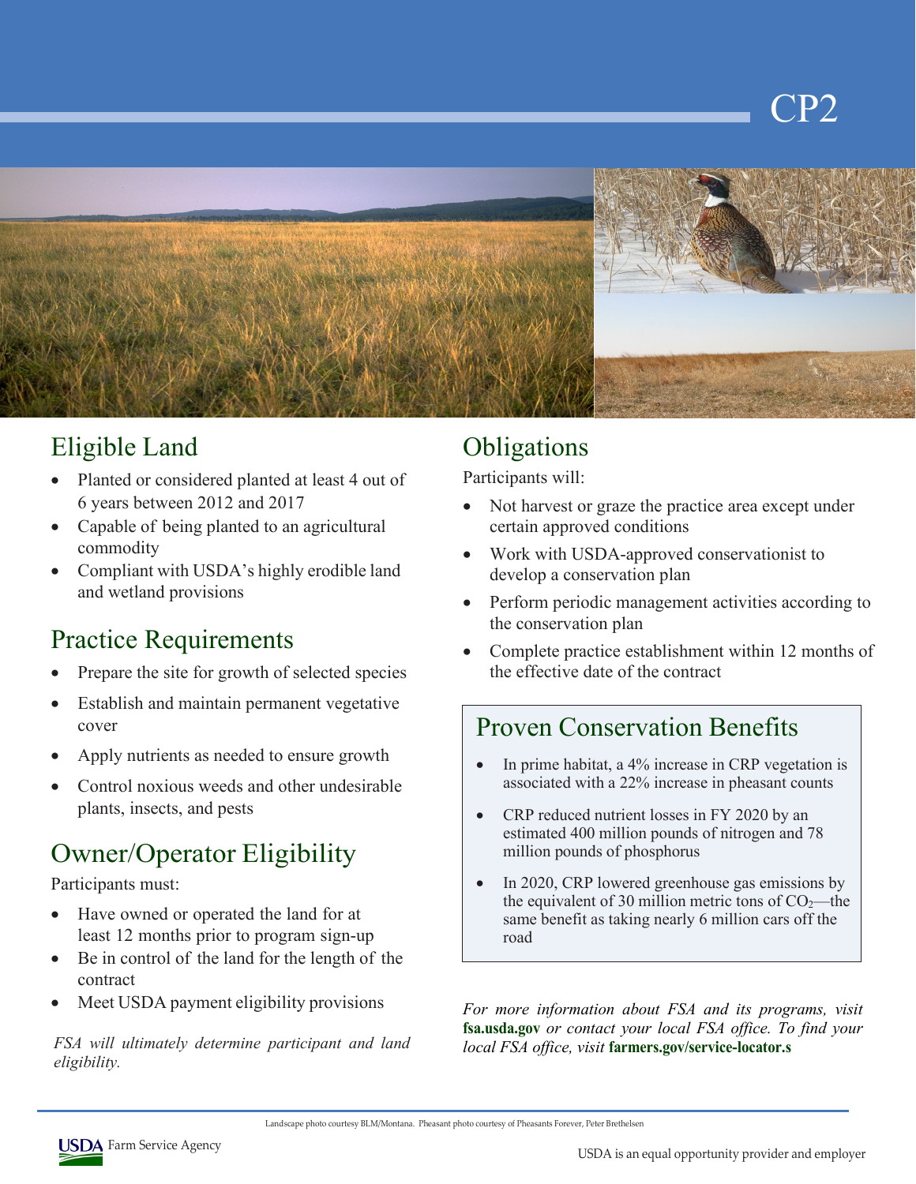# CP2

## Eligible Land

- Planted or considered planted at least 4 out of 6 years between 2012 and 2017
- Capable of being planted to an agricultural commodity
- Compliant with USDA's highly erodible land and wetland provisions

## Practice Requirements

- Prepare the site for growth of selected species
- Establish and maintain permanent vegetative cover
- Apply nutrients as needed to ensure growth
- Control noxious weeds and other undesirable plants, insects, and pests

## Owner/Operator Eligibility

Participants must:

- Have owned or operated the land for at least 12 months prior to program sign-up
- Be in control of the land for the length of the contract
- Meet USDA payment eligibility provisions

*FSA will ultimately determine participant and land eligibility.*

## Obligations

Participants will:

- Not harvest or graze the practice area except under certain approved conditions
- Work with USDA-approved conservationist to develop a conservation plan
- Perform periodic management activities according to the conservation plan
- Complete practice establishment within 12 months of the effective date of the contract

## Proven Conservation Benefits

- In prime habitat, a 4% increase in CRP vegetation is associated with a 22% increase in pheasant counts
- CRP reduced nutrient losses in FY 2020 by an estimated 400 million pounds of nitrogen and 78 million pounds of phosphorus
- In 2020, CRP lowered greenhouse gas emissions by the equivalent of 30 million metric tons of $CO_2$—the same benefit as taking nearly 6 million cars off the road

*For more information about FSA and its programs, visit* **fsa.usda.gov** *or contact your local FSA office. To find your local FSA office, visit* **farmers.gov/service-locator.s**

Landscape photo courtesy BLM/Montana. Pheasant photo courtesy of Pheasants Forever, Peter Brethelsen

USDA Farm Service Agency

USDA is an equal opportunity provider and employer